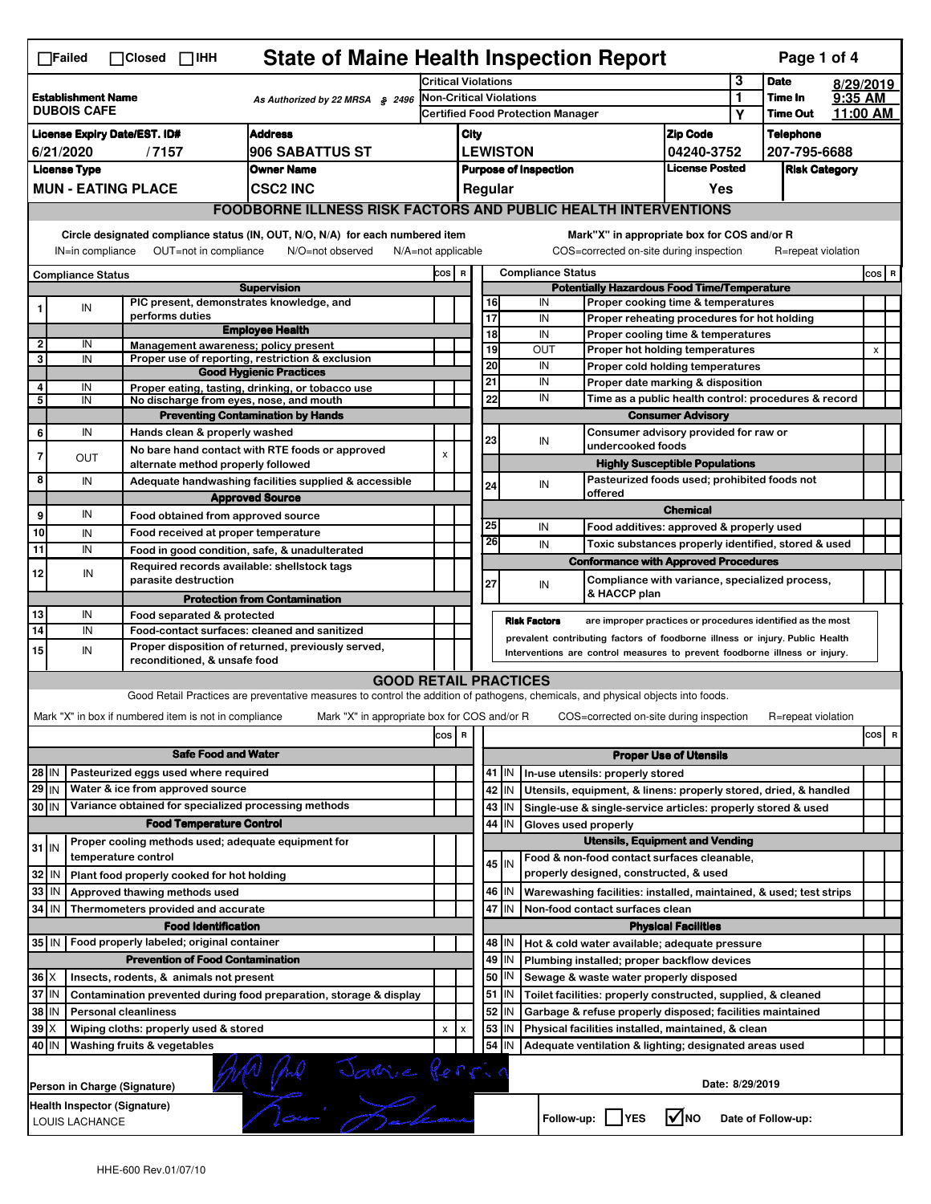☐Failed ☐Closed ☐IHH

# State of Maine Health Inspection Report

Page 1 of 4

| Establishment Name | As Authorized by 22 MRSA § 2496 | Critical Violations | 3 | Date | 8/29/2019 |
|---|---|---|---|---|---|
| DUBOIS CAFE | | Non-Critical Violations | 1 | Time In | 9:35 AM |
| | | Certified Food Protection Manager | Y | Time Out | 11:00 AM |

| License Expiry Date/EST. ID# | Address | City | Zip Code | Telephone |
|---|---|---|---|---|
| 6/21/2020 / 7157 | 906 SABATTUS ST | LEWISTON | 04240-3752 | 207-795-6688 |
| **License Type** | **Owner Name** | **Purpose of Inspection** | **License Posted** | **Risk Category** |
| MUN - EATING PLACE | CSC2 INC | Regular | Yes | |

## FOODBORNE ILLNESS RISK FACTORS AND PUBLIC HEALTH INTERVENTIONS

Circle designated compliance status (IN, OUT, N/O, N/A) for each numbered item — IN=in compliance, OUT=not in compliance, N/O=not observed, N/A=not applicable

Mark "X" in appropriate box for COS and/or R — COS=corrected on-site during inspection, R=repeat violation

| # | Compliance Status | Item | COS | R |
|---|---|---|---|---|
| | | **Supervision** | | |
| 1 | IN | PIC present, demonstrates knowledge, and performs duties | | |
| | | **Employee Health** | | |
| 2 | IN | Management awareness; policy present | | |
| 3 | IN | Proper use of reporting, restriction & exclusion | | |
| | | **Good Hygienic Practices** | | |
| 4 | IN | Proper eating, tasting, drinking, or tobacco use | | |
| 5 | IN | No discharge from eyes, nose, and mouth | | |
| | | **Preventing Contamination by Hands** | | |
| 6 | IN | Hands clean & properly washed | | |
| 7 | OUT | No bare hand contact with RTE foods or approved alternate method properly followed | x | |
| 8 | IN | Adequate handwashing facilities supplied & accessible | | |
| | | **Approved Source** | | |
| 9 | IN | Food obtained from approved source | | |
| 10 | IN | Food received at proper temperature | | |
| 11 | IN | Food in good condition, safe, & unadulterated | | |
| 12 | IN | Required records available: shellstock tags parasite destruction | | |
| | | **Protection from Contamination** | | |
| 13 | IN | Food separated & protected | | |
| 14 | IN | Food-contact surfaces: cleaned and sanitized | | |
| 15 | IN | Proper disposition of returned, previously served, reconditioned, & unsafe food | | |
| | | **Potentially Hazardous Food Time/Temperature** | | |
| 16 | IN | Proper cooking time & temperatures | | |
| 17 | IN | Proper reheating procedures for hot holding | | |
| 18 | IN | Proper cooling time & temperatures | | |
| 19 | OUT | Proper hot holding temperatures | | x |
| 20 | IN | Proper cold holding temperatures | | |
| 21 | IN | Proper date marking & disposition | | |
| 22 | IN | Time as a public health control: procedures & record | | |
| | | **Consumer Advisory** | | |
| 23 | IN | Consumer advisory provided for raw or undercooked foods | | |
| | | **Highly Susceptible Populations** | | |
| 24 | IN | Pasteurized foods used; prohibited foods not offered | | |
| | | **Chemical** | | |
| 25 | IN | Food additives: approved & properly used | | |
| 26 | IN | Toxic substances properly identified, stored & used | | |
| | | **Conformance with Approved Procedures** | | |
| 27 | IN | Compliance with variance, specialized process, & HACCP plan | | |

**Risk Factors** are improper practices or procedures identified as the most prevalent contributing factors of foodborne illness or injury. Public Health Interventions are control measures to prevent foodborne illness or injury.

## GOOD RETAIL PRACTICES

Good Retail Practices are preventative measures to control the addition of pathogens, chemicals, and physical objects into foods.

Mark "X" in box if numbered item is not in compliance — Mark "X" in appropriate box for COS and/or R — COS=corrected on-site during inspection — R=repeat violation

| # | Status | Item | COS | R |
|---|---|---|---|---|
| | | **Safe Food and Water** | | |
| 28 | IN | Pasteurized eggs used where required | | |
| 29 | IN | Water & ice from approved source | | |
| 30 | IN | Variance obtained for specialized processing methods | | |
| | | **Food Temperature Control** | | |
| 31 | IN | Proper cooling methods used; adequate equipment for temperature control | | |
| 32 | IN | Plant food properly cooked for hot holding | | |
| 33 | IN | Approved thawing methods used | | |
| 34 | IN | Thermometers provided and accurate | | |
| | | **Food Identification** | | |
| 35 | IN | Food properly labeled; original container | | |
| | | **Prevention of Food Contamination** | | |
| 36 | X | Insects, rodents, & animals not present | | |
| 37 | IN | Contamination prevented during food preparation, storage & display | | |
| 38 | IN | Personal cleanliness | | |
| 39 | X | Wiping cloths: properly used & stored | x | x |
| 40 | IN | Washing fruits & vegetables | | |
| | | **Proper Use of Utensils** | | |
| 41 | IN | In-use utensils: properly stored | | |
| 42 | IN | Utensils, equipment, & linens: properly stored, dried, & handled | | |
| 43 | IN | Single-use & single-service articles: properly stored & used | | |
| 44 | IN | Gloves used properly | | |
| | | **Utensils, Equipment and Vending** | | |
| 45 | IN | Food & non-food contact surfaces cleanable, properly designed, constructed, & used | | |
| 46 | IN | Warewashing facilities: installed, maintained, & used; test strips | | |
| 47 | IN | Non-food contact surfaces clean | | |
| | | **Physical Facilities** | | |
| 48 | IN | Hot & cold water available; adequate pressure | | |
| 49 | IN | Plumbing installed; proper backflow devices | | |
| 50 | IN | Sewage & waste water properly disposed | | |
| 51 | IN | Toilet facilities: properly constructed, supplied, & cleaned | | |
| 52 | IN | Garbage & refuse properly disposed; facilities maintained | | |
| 53 | IN | Physical facilities installed, maintained, & clean | | |
| 54 | IN | Adequate ventilation & lighting; designated areas used | | |

Person in Charge (Signature): Jamie Perrin

Date: 8/29/2019

Health Inspector (Signature): LOUIS LACHANCE

Follow-up: ☐ YES ☑ NO — Date of Follow-up:

HHE-600 Rev.01/07/10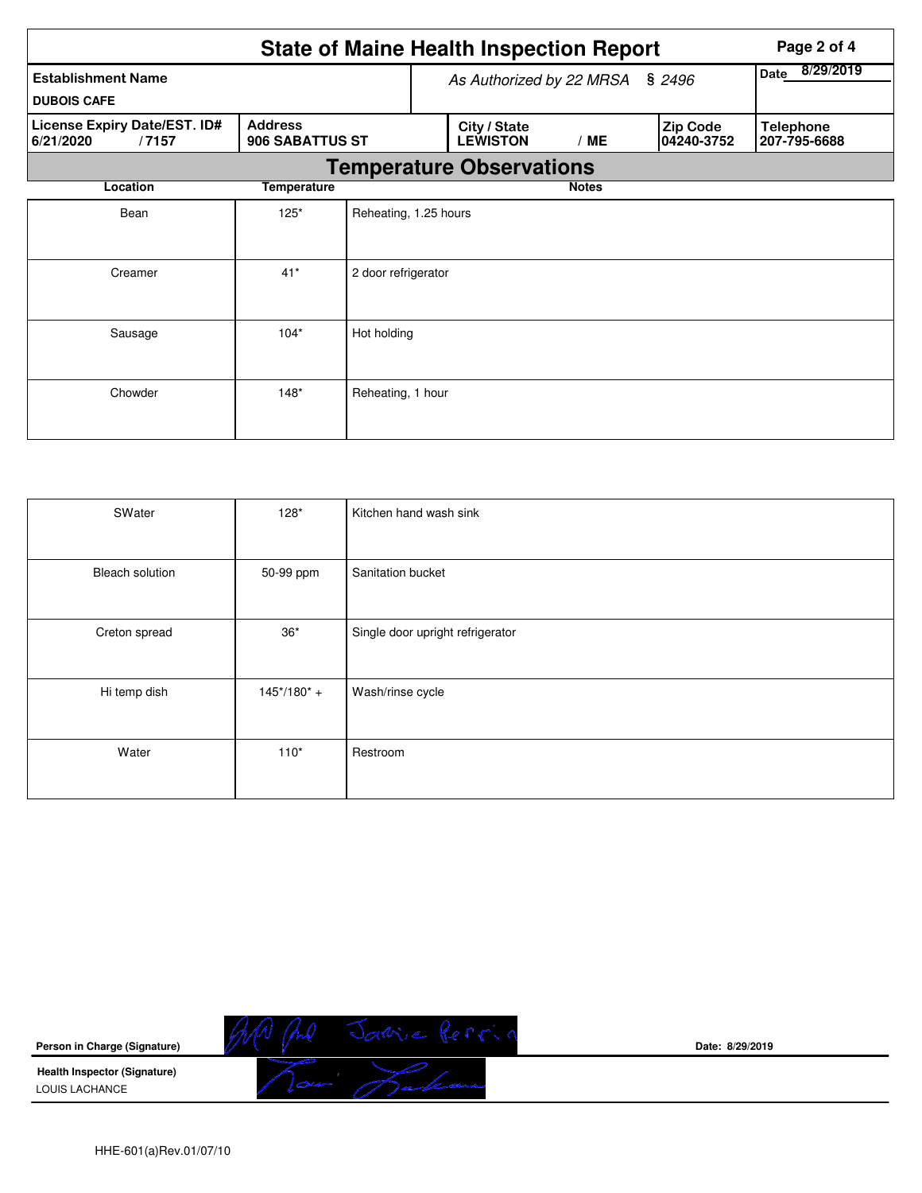# State of Maine Health Inspection Report

| Establishment Name | As Authorized by 22 MRSA § 2496 | Date 8/29/2019 |
|---|---|---|
| DUBOIS CAFE | | |

| License Expiry Date/EST. ID# | Address | City / State | Zip Code | Telephone |
|---|---|---|---|---|
| 6/21/2020 / 7157 | 906 SABATTUS ST | LEWISTON / ME | 04240-3752 | 207-795-6688 |

## Temperature Observations

| Location | Temperature | Notes |
|---|---|---|
| Bean | 125* | Reheating, 1.25 hours |
| Creamer | 41* | 2 door refrigerator |
| Sausage | 104* | Hot holding |
| Chowder | 148* | Reheating, 1 hour |
| SWater | 128* | Kitchen hand wash sink |
| Bleach solution | 50-99 ppm | Sanitation bucket |
| Creton spread | 36* | Single door upright refrigerator |
| Hi temp dish | 145*/180* + | Wash/rinse cycle |
| Water | 110* | Restroom |

**Person in Charge (Signature)** Jamie Perrin &nbsp;&nbsp;&nbsp; **Date:** 8/29/2019

**Health Inspector (Signature)**
LOUIS LACHANCE

HHE-601(a)Rev.01/07/10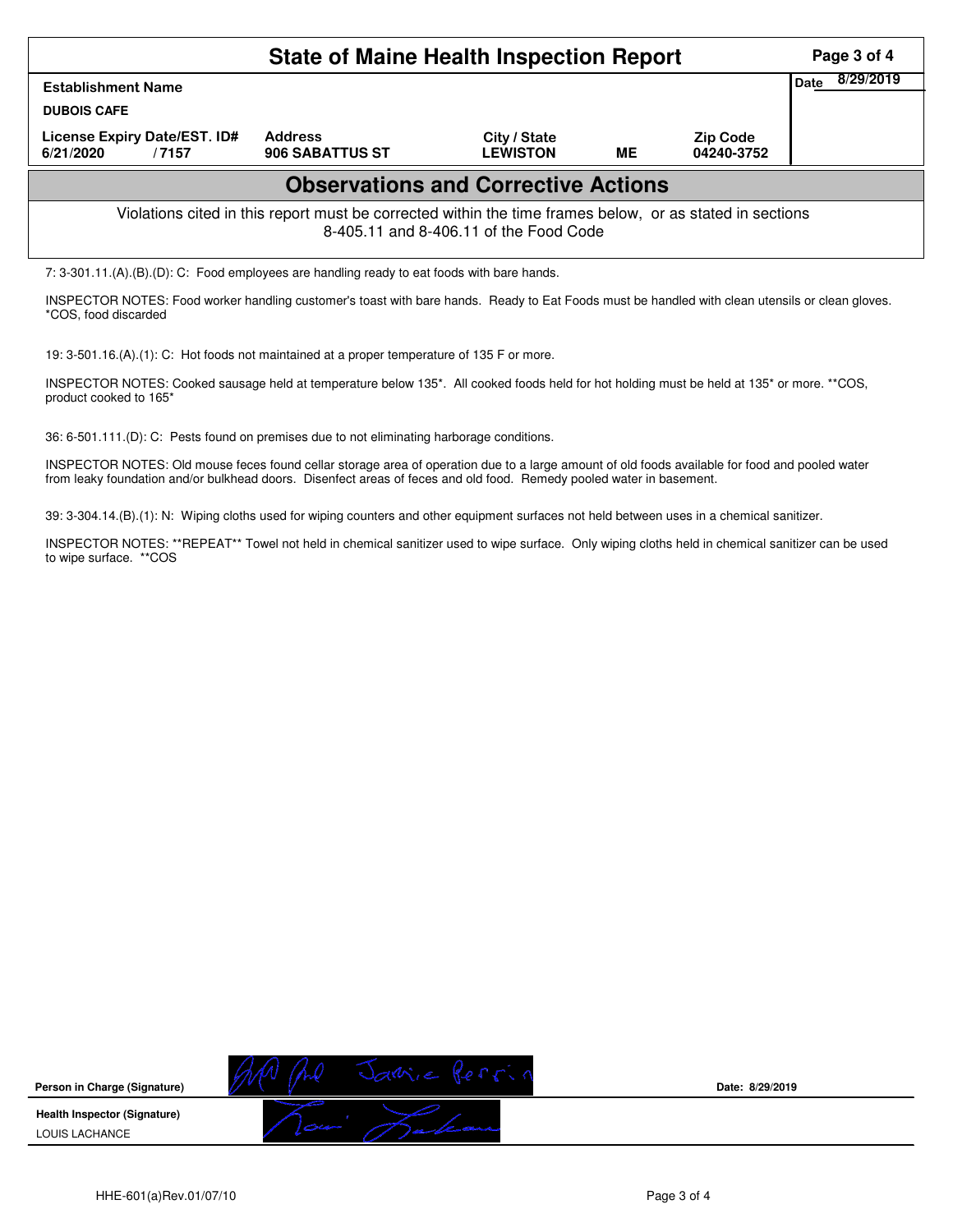# State of Maine Health Inspection Report

| Establishment Name | | | | | Date 8/29/2019 |
|---|---|---|---|---|---|
| DUBOIS CAFE | | | | | |
| License Expiry Date/EST. ID# | Address | City / State | | Zip Code | |
| 6/21/2020 / 7157 | 906 SABATTUS ST | LEWISTON | ME | 04240-3752 | |

## Observations and Corrective Actions

Violations cited in this report must be corrected within the time frames below, or as stated in sections 8-405.11 and 8-406.11 of the Food Code

7: 3-301.11.(A).(B).(D): C: Food employees are handling ready to eat foods with bare hands.

INSPECTOR NOTES: Food worker handling customer's toast with bare hands. Ready to Eat Foods must be handled with clean utensils or clean gloves. *COS, food discarded

19: 3-501.16.(A).(1): C: Hot foods not maintained at a proper temperature of 135 F or more.

INSPECTOR NOTES: Cooked sausage held at temperature below 135*. All cooked foods held for hot holding must be held at 135* or more. **COS, product cooked to 165*

36: 6-501.111.(D): C: Pests found on premises due to not eliminating harborage conditions.

INSPECTOR NOTES: Old mouse feces found cellar storage area of operation due to a large amount of old foods available for food and pooled water from leaky foundation and/or bulkhead doors. Disenfect areas of feces and old food. Remedy pooled water in basement.

39: 3-304.14.(B).(1): N: Wiping cloths used for wiping counters and other equipment surfaces not held between uses in a chemical sanitizer.

INSPECTOR NOTES: **REPEAT** Towel not held in chemical sanitizer used to wipe surface. Only wiping cloths held in chemical sanitizer can be used to wipe surface. **COS

| | | |
|---|---|---|
| **Person in Charge (Signature)** | Jamie Perrin | **Date: 8/29/2019** |
| **Health Inspector (Signature)** LOUIS LACHANCE | Louis Lachance | |

HHE-601(a)Rev.01/07/10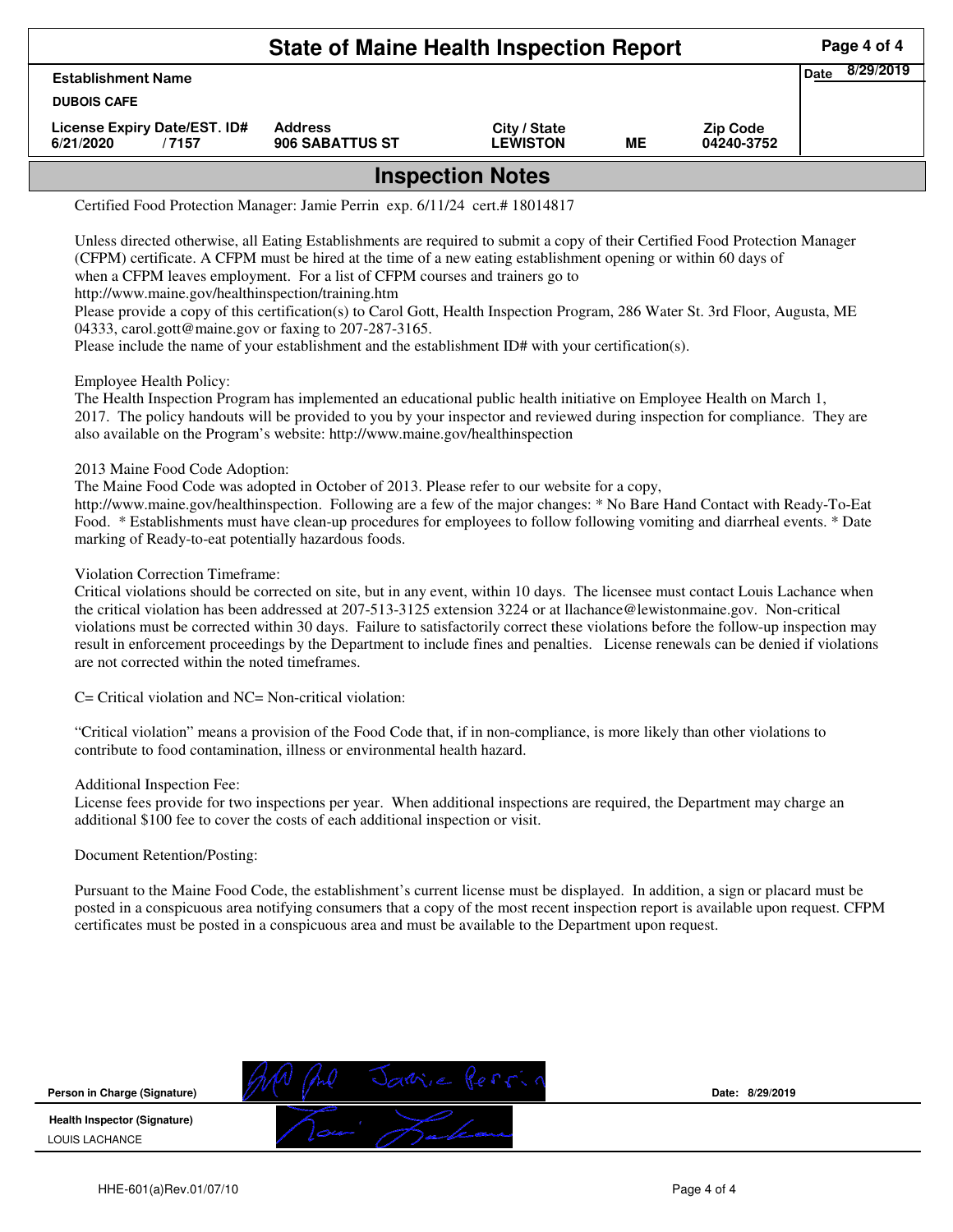# State of Maine Health Inspection Report

| Establishment Name | | | | | Date 8/29/2019 |
|---|---|---|---|---|---|
| DUBOIS CAFE | | | | | |
| License Expiry Date/EST. ID# | Address | City / State | | Zip Code | |
| 6/21/2020 / 7157 | 906 SABATTUS ST | LEWISTON | ME | 04240-3752 | |

## Inspection Notes

Certified Food Protection Manager: Jamie Perrin exp. 6/11/24 cert.# 18014817

Unless directed otherwise, all Eating Establishments are required to submit a copy of their Certified Food Protection Manager (CFPM) certificate. A CFPM must be hired at the time of a new eating establishment opening or within 60 days of when a CFPM leaves employment. For a list of CFPM courses and trainers go to http://www.maine.gov/healthinspection/training.htm
Please provide a copy of this certification(s) to Carol Gott, Health Inspection Program, 286 Water St. 3rd Floor, Augusta, ME 04333, carol.gott@maine.gov or faxing to 207-287-3165.
Please include the name of your establishment and the establishment ID# with your certification(s).

Employee Health Policy:
The Health Inspection Program has implemented an educational public health initiative on Employee Health on March 1, 2017. The policy handouts will be provided to you by your inspector and reviewed during inspection for compliance. They are also available on the Program's website: http://www.maine.gov/healthinspection

2013 Maine Food Code Adoption:
The Maine Food Code was adopted in October of 2013. Please refer to our website for a copy, http://www.maine.gov/healthinspection. Following are a few of the major changes: * No Bare Hand Contact with Ready-To-Eat Food. * Establishments must have clean-up procedures for employees to follow following vomiting and diarrheal events. * Date marking of Ready-to-eat potentially hazardous foods.

Violation Correction Timeframe:
Critical violations should be corrected on site, but in any event, within 10 days. The licensee must contact Louis Lachance when the critical violation has been addressed at 207-513-3125 extension 3224 or at llachance@lewistonmaine.gov. Non-critical violations must be corrected within 30 days. Failure to satisfactorily correct these violations before the follow-up inspection may result in enforcement proceedings by the Department to include fines and penalties. License renewals can be denied if violations are not corrected within the noted timeframes.

C= Critical violation and NC= Non-critical violation:

"Critical violation" means a provision of the Food Code that, if in non-compliance, is more likely than other violations to contribute to food contamination, illness or environmental health hazard.

Additional Inspection Fee:
License fees provide for two inspections per year. When additional inspections are required, the Department may charge an additional $100 fee to cover the costs of each additional inspection or visit.

Document Retention/Posting:

Pursuant to the Maine Food Code, the establishment's current license must be displayed. In addition, a sign or placard must be posted in a conspicuous area notifying consumers that a copy of the most recent inspection report is available upon request. CFPM certificates must be posted in a conspicuous area and must be available to the Department upon request.

**Person in Charge (Signature)** Jamie Perrin **Date: 8/29/2019**

**Health Inspector (Signature)**
LOUIS LACHANCE

HHE-601(a)Rev.01/07/10